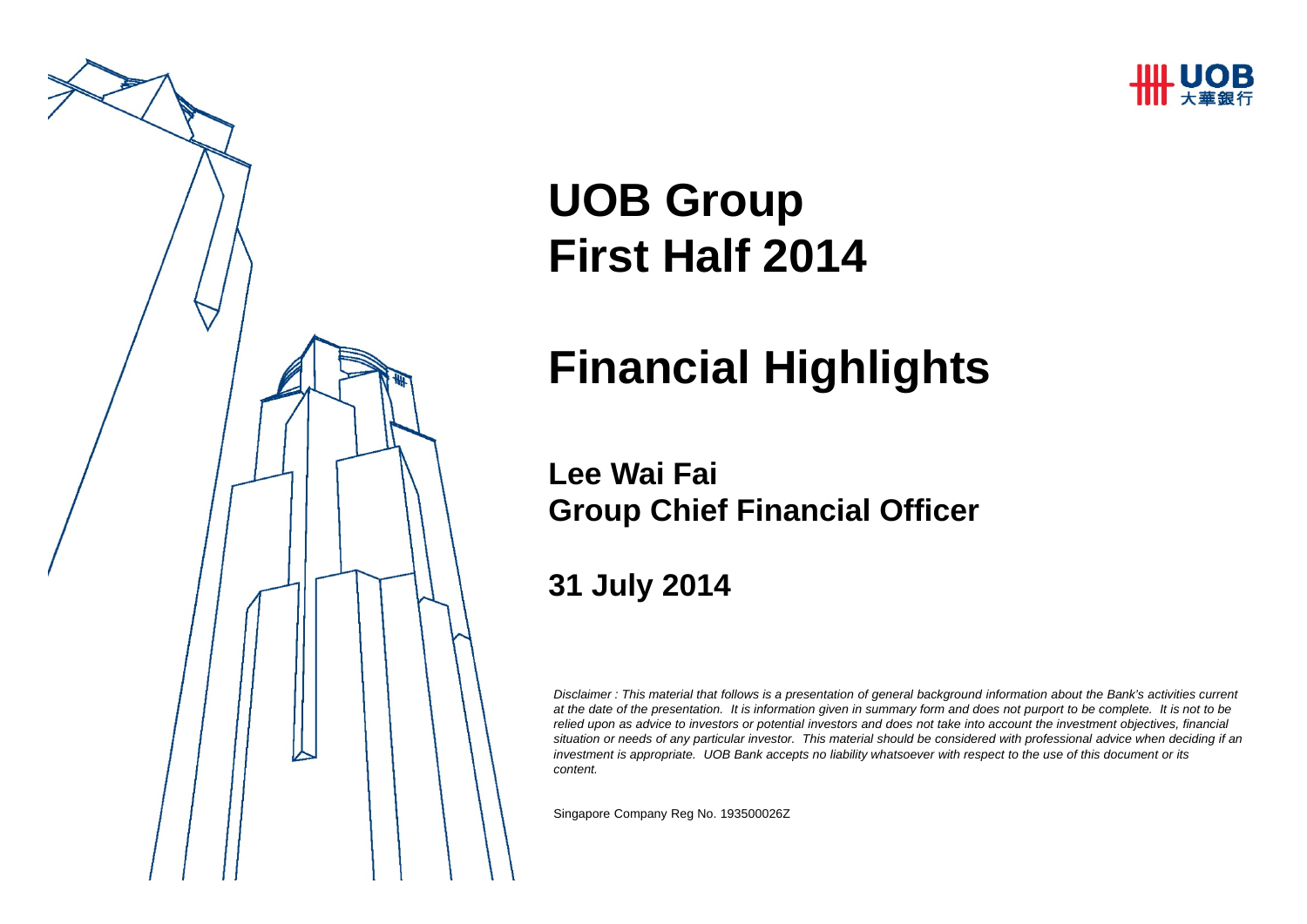# UOB Group
# First Half 2014

# Financial Highlights

**Lee Wai Fai**
**Group Chief Financial Officer**

**31 July 2014**

*Disclaimer : This material that follows is a presentation of general background information about the Bank's activities current at the date of the presentation. It is information given in summary form and does not purport to be complete. It is not to be relied upon as advice to investors or potential investors and does not take into account the investment objectives, financial situation or needs of any particular investor. This material should be considered with professional advice when deciding if an investment is appropriate. UOB Bank accepts no liability whatsoever with respect to the use of this document or its content.*

Singapore Company Reg No. 193500026Z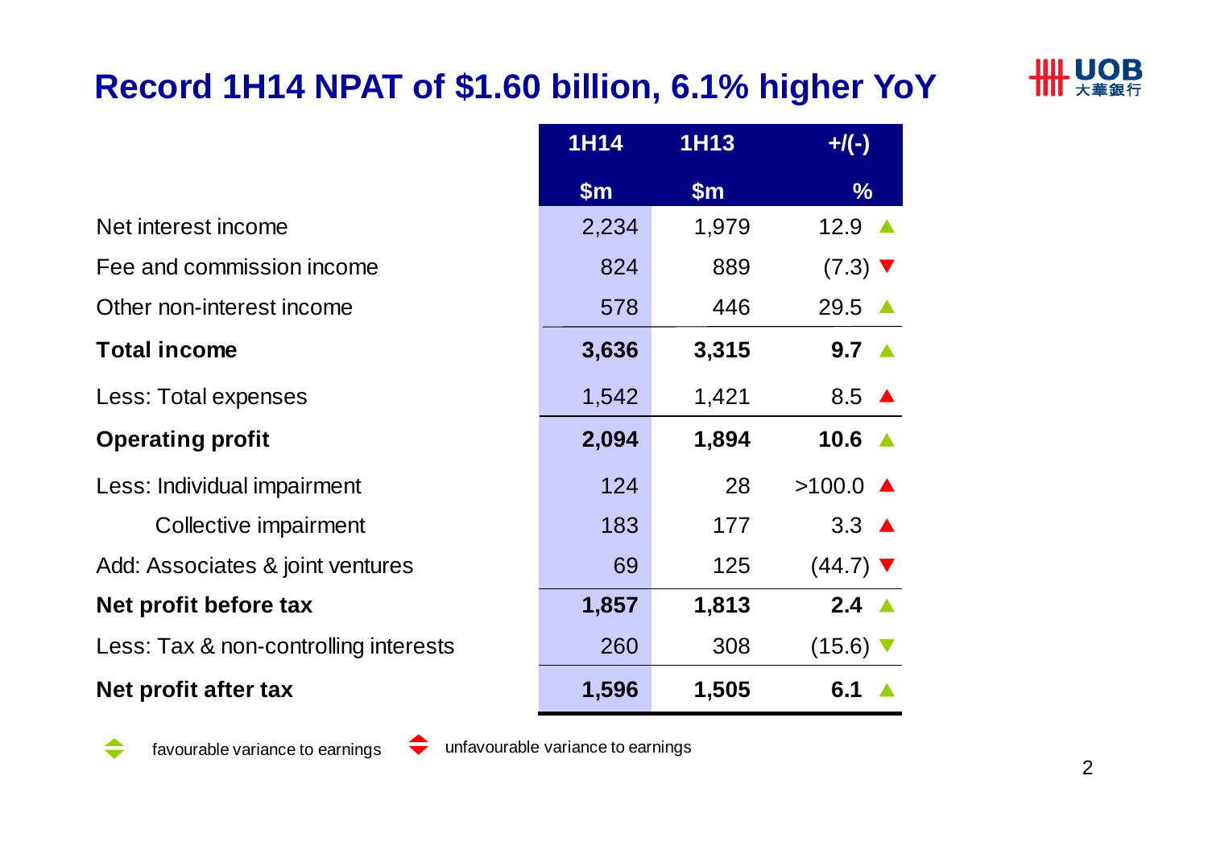# Record 1H14 NPAT of $1.60 billion, 6.1% higher YoY

| | 1H14 $m | 1H13 $m | +/(-) % |
|---|---|---|---|
| Net interest income | 2,234 | 1,979 | 12.9 ▲ |
| Fee and commission income | 824 | 889 | (7.3) ▼ |
| Other non-interest income | 578 | 446 | 29.5 ▲ |
| **Total income** | **3,636** | **3,315** | **9.7** ▲ |
| Less: Total expenses | 1,542 | 1,421 | 8.5 ▲ |
| **Operating profit** | **2,094** | **1,894** | **10.6** ▲ |
| Less: Individual impairment | 124 | 28 | >100.0 ▲ |
| Collective impairment | 183 | 177 | 3.3 ▲ |
| Add: Associates & joint ventures | 69 | 125 | (44.7) ▼ |
| **Net profit before tax** | **1,857** | **1,813** | **2.4** ▲ |
| Less: Tax & non-controlling interests | 260 | 308 | (15.6) ▼ |
| **Net profit after tax** | **1,596** | **1,505** | **6.1** ▲ |

Green ▲▼: favourable variance to earnings; Red ▲▼: unfavourable variance to earnings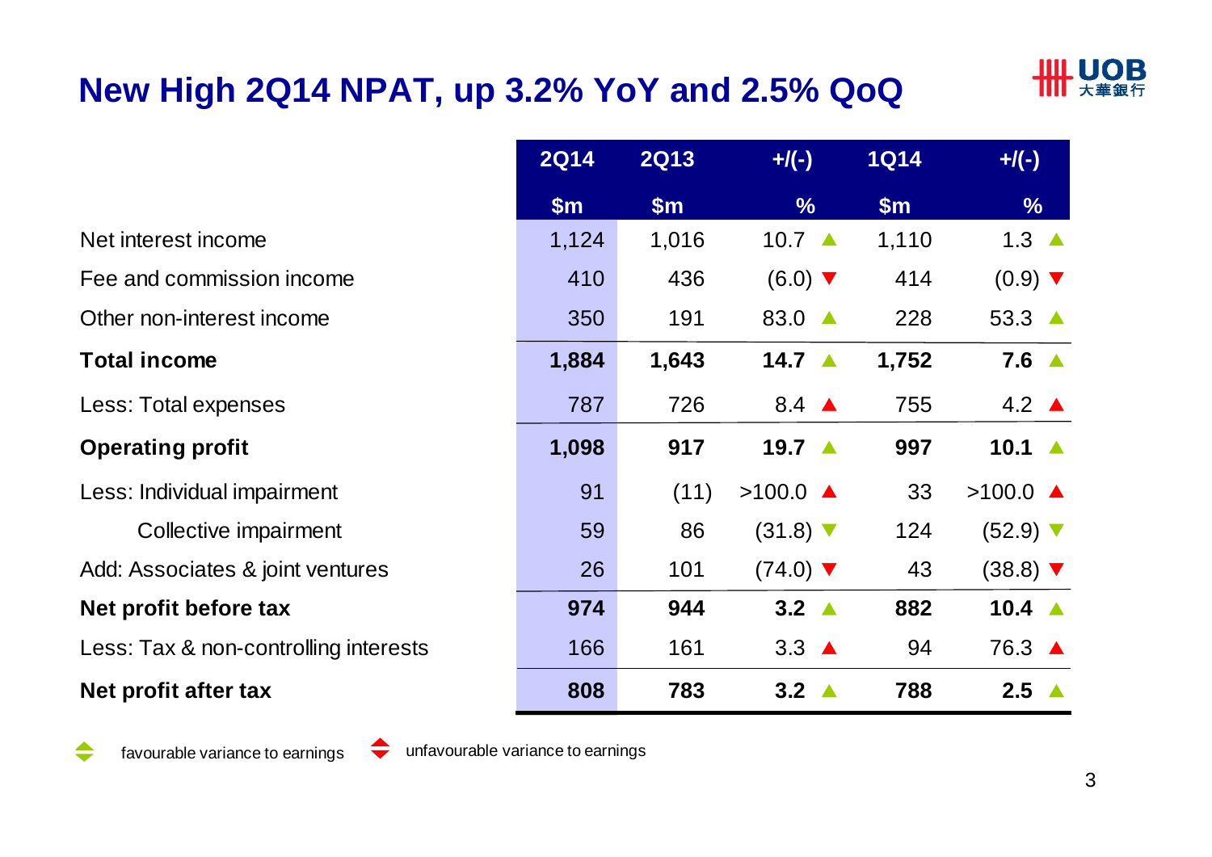# New High 2Q14 NPAT, up 3.2% YoY and 2.5% QoQ

| | 2Q14 | 2Q13 | +/(-) | 1Q14 | +/(-) |
|---|---|---|---|---|---|
| | $m | $m | % | $m | % |
| Net interest income | 1,124 | 1,016 | 10.7 ▲ | 1,110 | 1.3 ▲ |
| Fee and commission income | 410 | 436 | (6.0) ▼ | 414 | (0.9) ▼ |
| Other non-interest income | 350 | 191 | 83.0 ▲ | 228 | 53.3 ▲ |
| **Total income** | **1,884** | **1,643** | **14.7** ▲ | **1,752** | **7.6** ▲ |
| Less: Total expenses | 787 | 726 | 8.4 ▲ | 755 | 4.2 ▲ |
| **Operating profit** | **1,098** | **917** | **19.7** ▲ | **997** | **10.1** ▲ |
| Less: Individual impairment | 91 | (11) | >100.0 ▲ | 33 | >100.0 ▲ |
| Collective impairment | 59 | 86 | (31.8) ▼ | 124 | (52.9) ▼ |
| Add: Associates & joint ventures | 26 | 101 | (74.0) ▼ | 43 | (38.8) ▼ |
| **Net profit before tax** | **974** | **944** | **3.2** ▲ | **882** | **10.4** ▲ |
| Less: Tax & non-controlling interests | 166 | 161 | 3.3 ▲ | 94 | 76.3 ▲ |
| **Net profit after tax** | **808** | **783** | **3.2** ▲ | **788** | **2.5** ▲ |

favourable variance to earnings (green) unfavourable variance to earnings (red)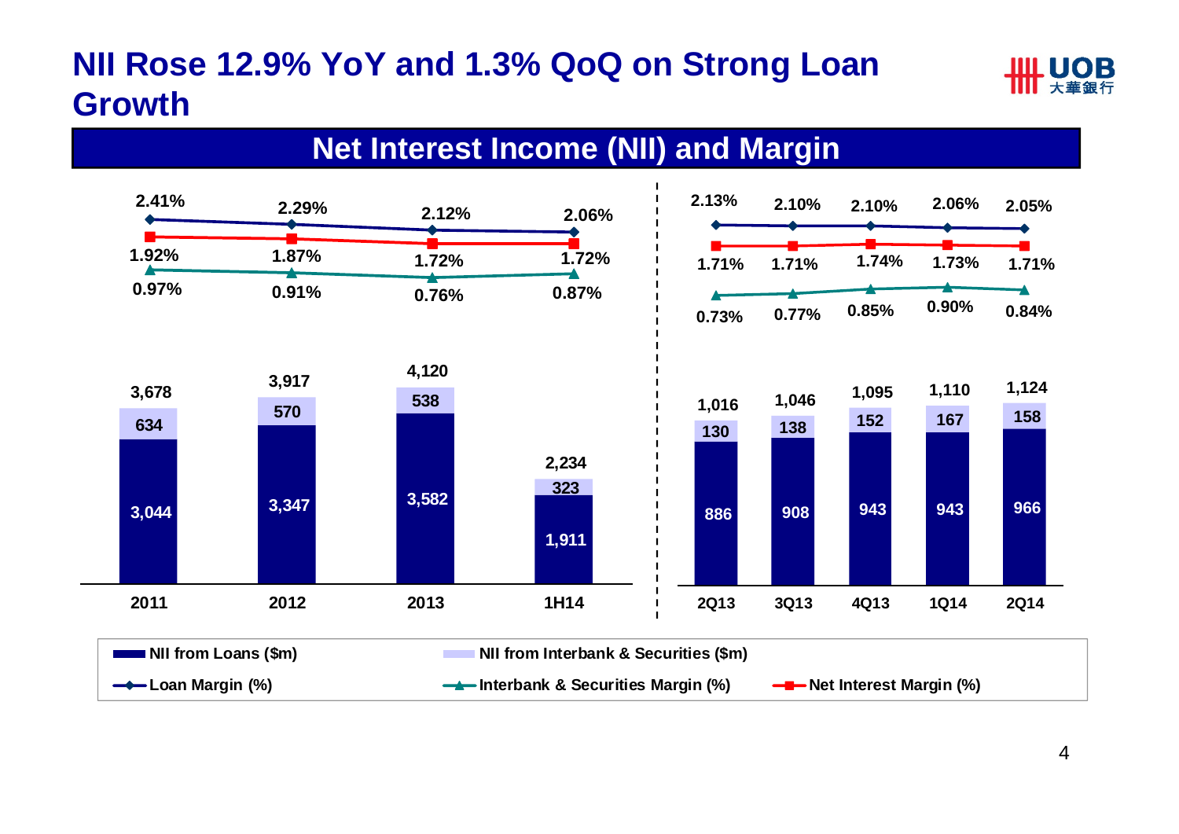# NII Rose 12.9% YoY and 1.3% QoQ on Strong Loan Growth

## Net Interest Income (NII) and Margin

| | 2011 | 2012 | 2013 | 1H14 |
|---|---|---|---|---|
| Loan Margin (%) | 2.41% | 2.29% | 2.12% | 2.06% |
| Net Interest Margin (%) | 1.92% | 1.87% | 1.72% | 1.72% |
| Interbank & Securities Margin (%) | 0.97% | 0.91% | 0.76% | 0.87% |
| NII from Loans ($m) | 3,044 | 3,347 | 3,582 | 1,911 |
| NII from Interbank & Securities ($m) | 634 | 570 | 538 | 323 |
| Total NII ($m) | 3,678 | 3,917 | 4,120 | 2,234 |

| | 2Q13 | 3Q13 | 4Q13 | 1Q14 | 2Q14 |
|---|---|---|---|---|---|
| Loan Margin (%) | 2.13% | 2.10% | 2.10% | 2.06% | 2.05% |
| Net Interest Margin (%) | 1.71% | 1.71% | 1.74% | 1.73% | 1.71% |
| Interbank & Securities Margin (%) | 0.73% | 0.77% | 0.85% | 0.90% | 0.84% |
| NII from Loans ($m) | 886 | 908 | 943 | 943 | 966 |
| NII from Interbank & Securities ($m) | 130 | 138 | 152 | 167 | 158 |
| Total NII ($m) | 1,016 | 1,046 | 1,095 | 1,110 | 1,124 |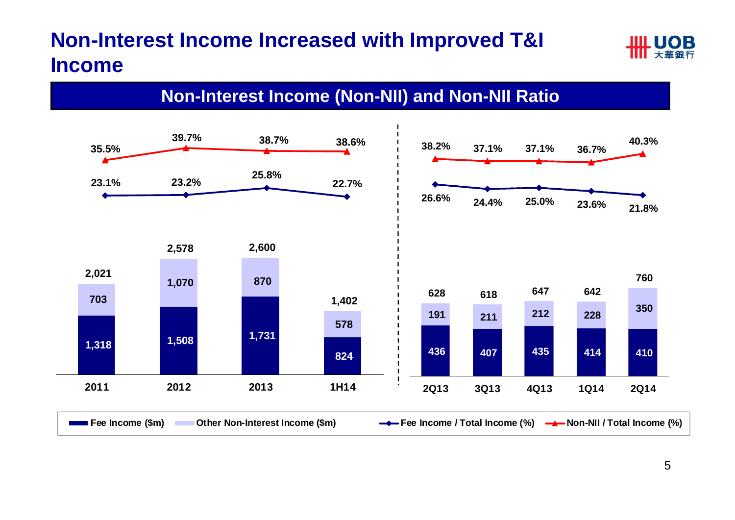# Non-Interest Income Increased with Improved T&I Income

## Non-Interest Income (Non-NII) and Non-NII Ratio

| Period | Fee Income ($m) | Other Non-Interest Income ($m) | Total ($m) | Fee Income / Total Income (%) | Non-NII / Total Income (%) |
|---|---|---|---|---|---|
| 2011 | 1,318 | 703 | 2,021 | 23.1% | 35.5% |
| 2012 | 1,508 | 1,070 | 2,578 | 23.2% | 39.7% |
| 2013 | 1,731 | 870 | 2,600 | 25.8% | 38.7% |
| 1H14 | 824 | 578 | 1,402 | 22.7% | 38.6% |
| 2Q13 | 436 | 191 | 628 | 26.6% | 38.2% |
| 3Q13 | 407 | 211 | 618 | 24.4% | 37.1% |
| 4Q13 | 435 | 212 | 647 | 25.0% | 37.1% |
| 1Q14 | 414 | 228 | 642 | 23.6% | 36.7% |
| 2Q14 | 410 | 350 | 760 | 21.8% | 40.3% |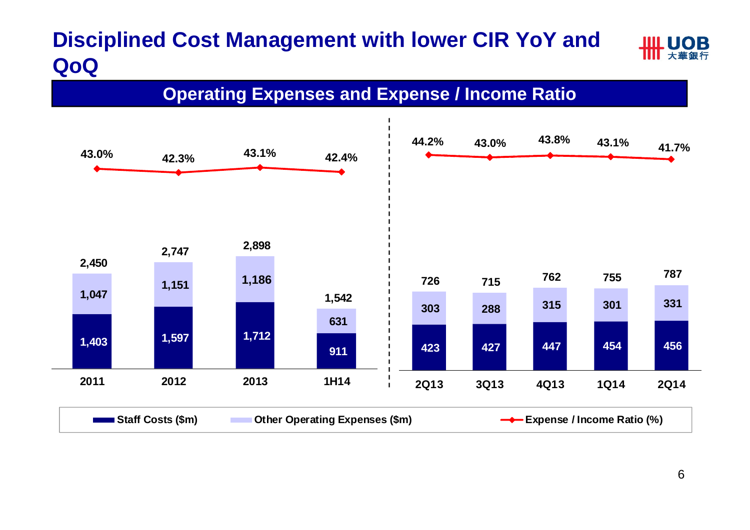# Disciplined Cost Management with lower CIR YoY and QoQ

## Operating Expenses and Expense / Income Ratio

| Period | Staff Costs ($m) | Other Operating Expenses ($m) | Total ($m) | Expense / Income Ratio (%) |
|---|---|---|---|---|
| 2011 | 1,403 | 1,047 | 2,450 | 43.0% |
| 2012 | 1,597 | 1,151 | 2,747 | 42.3% |
| 2013 | 1,712 | 1,186 | 2,898 | 43.1% |
| 1H14 | 911 | 631 | 1,542 | 42.4% |
| 2Q13 | 423 | 303 | 726 | 44.2% |
| 3Q13 | 427 | 288 | 715 | 43.0% |
| 4Q13 | 447 | 315 | 762 | 43.8% |
| 1Q14 | 454 | 301 | 755 | 43.1% |
| 2Q14 | 456 | 331 | 787 | 41.7% |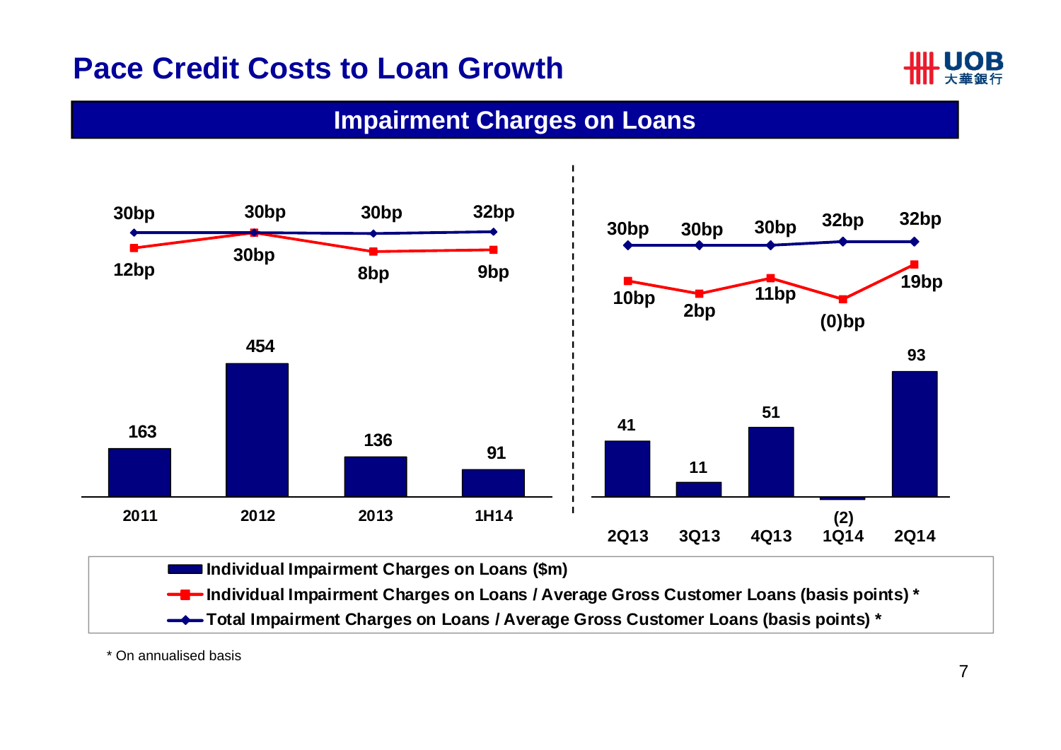# Pace Credit Costs to Loan Growth

## Impairment Charges on Loans

| Period | Individual Impairment Charges on Loans ($m) | Individual Impairment Charges on Loans / Average Gross Customer Loans (basis points) * | Total Impairment Charges on Loans / Average Gross Customer Loans (basis points) * |
|---|---|---|---|
| 2011 | 163 | 12bp | 30bp |
| 2012 | 454 | 30bp | 30bp |
| 2013 | 136 | 8bp | 30bp |
| 1H14 | 91 | 9bp | 32bp |
| 2Q13 | 41 | 10bp | 30bp |
| 3Q13 | 11 | 2bp | 30bp |
| 4Q13 | 51 | 11bp | 30bp |
| 1Q14 | (2) | (0)bp | 32bp |
| 2Q14 | 93 | 19bp | 32bp |

\* On annualised basis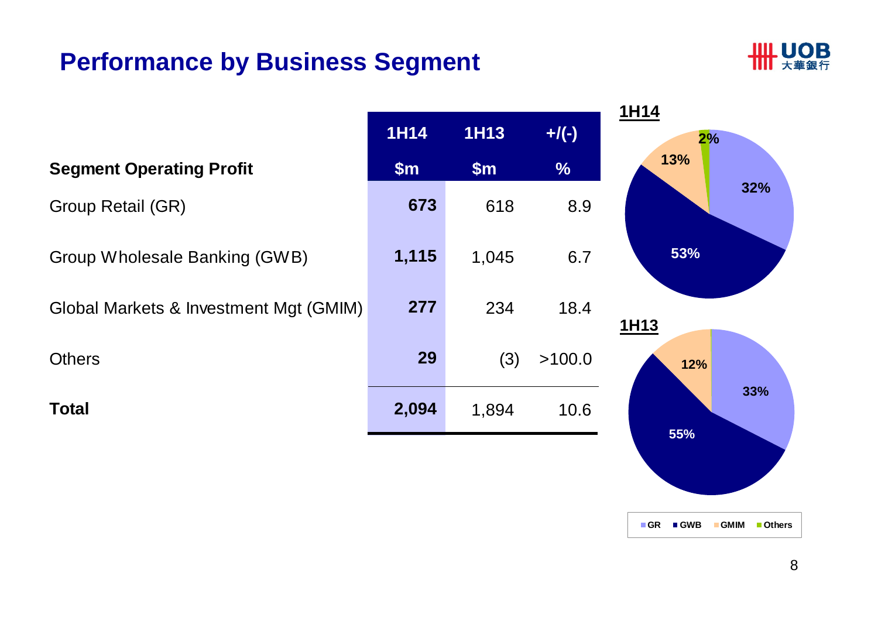# Performance by Business Segment

| Segment Operating Profit | 1H14 $m | 1H13 $m | +/(-) % |
|---|---|---|---|
| Group Retail (GR) | **673** | 618 | 8.9 |
| Group Wholesale Banking (GWB) | **1,115** | 1,045 | 6.7 |
| Global Markets & Investment Mgt (GMIM) | **277** | 234 | 18.4 |
| Others | **29** | (3) | >100.0 |
| **Total** | **2,094** | 1,894 | 10.6 |

**1H14**

| Segment | Share |
|---|---|
| GR | 32% |
| GWB | 53% |
| GMIM | 13% |
| Others | 2% |

**1H13**

| Segment | Share |
|---|---|
| GR | 33% |
| GWB | 55% |
| GMIM | 12% |

GR | GWB | GMIM | Others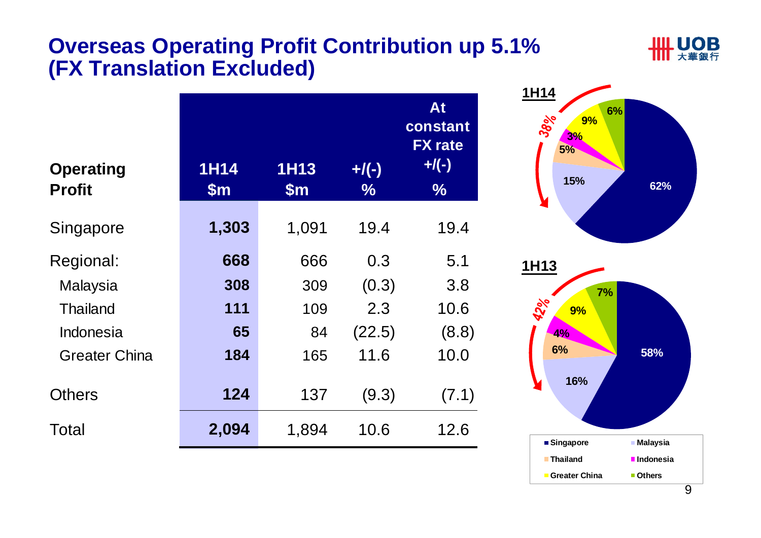# Overseas Operating Profit Contribution up 5.1% (FX Translation Excluded)

| Operating Profit | 1H14 $m | 1H13 $m | +/(-) % | At constant FX rate +/(-) % |
|---|---|---|---|---|
| Singapore | **1,303** | 1,091 | 19.4 | 19.4 |
| Regional: | **668** | 666 | 0.3 | 5.1 |
| Malaysia | **308** | 309 | (0.3) | 3.8 |
| Thailand | **111** | 109 | 2.3 | 10.6 |
| Indonesia | **65** | 84 | (22.5) | (8.8) |
| Greater China | **184** | 165 | 11.6 | 10.0 |
| Others | **124** | 137 | (9.3) | (7.1) |
| Total | **2,094** | 1,894 | 10.6 | 12.6 |

**1H14**

| Segment | Share |
|---|---|
| Singapore | 62% |
| Malaysia | 15% |
| Thailand | 5% |
| Indonesia | 3% |
| Greater China | 9% |
| Others | 6% |

Overseas: 38%

**1H13**

| Segment | Share |
|---|---|
| Singapore | 58% |
| Malaysia | 16% |
| Thailand | 6% |
| Indonesia | 4% |
| Greater China | 9% |
| Others | 7% |

Overseas: 42%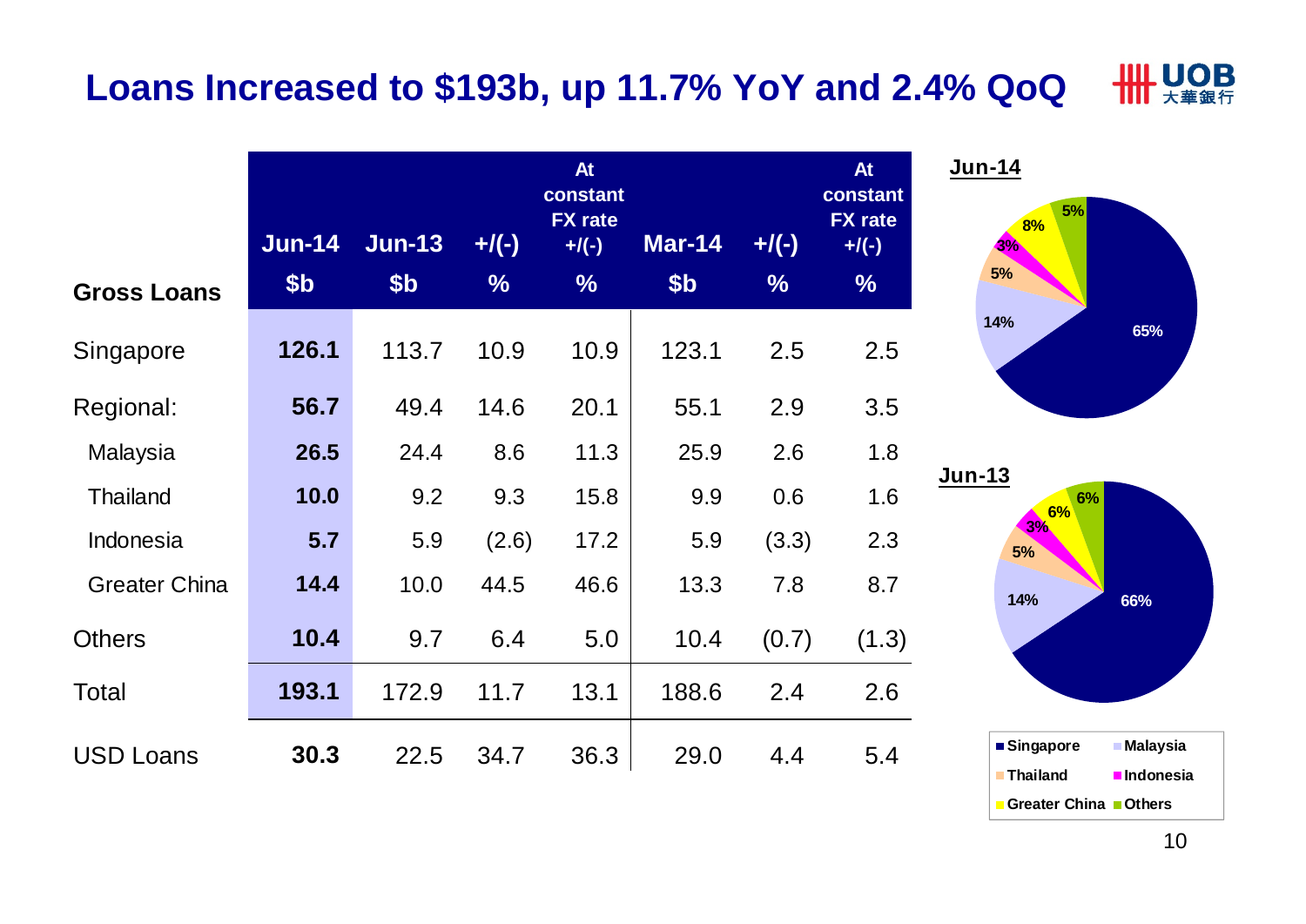# Loans Increased to $193b, up 11.7% YoY and 2.4% QoQ

| Gross Loans | Jun-14 $b | Jun-13 $b | +/(-) % | At constant FX rate +/(-) % | Mar-14 $b | +/(-) % | At constant FX rate +/(-) % |
|---|---|---|---|---|---|---|---|
| Singapore | **126.1** | 113.7 | 10.9 | 10.9 | 123.1 | 2.5 | 2.5 |
| Regional: | **56.7** | 49.4 | 14.6 | 20.1 | 55.1 | 2.9 | 3.5 |
| Malaysia | **26.5** | 24.4 | 8.6 | 11.3 | 25.9 | 2.6 | 1.8 |
| Thailand | **10.0** | 9.2 | 9.3 | 15.8 | 9.9 | 0.6 | 1.6 |
| Indonesia | **5.7** | 5.9 | (2.6) | 17.2 | 5.9 | (3.3) | 2.3 |
| Greater China | **14.4** | 10.0 | 44.5 | 46.6 | 13.3 | 7.8 | 8.7 |
| Others | **10.4** | 9.7 | 6.4 | 5.0 | 10.4 | (0.7) | (1.3) |
| Total | **193.1** | 172.9 | 11.7 | 13.1 | 188.6 | 2.4 | 2.6 |
| USD Loans | **30.3** | 22.5 | 34.7 | 36.3 | 29.0 | 4.4 | 5.4 |

**Jun-14**

| Region | Share |
|---|---|
| Singapore | 65% |
| Malaysia | 14% |
| Thailand | 5% |
| Indonesia | 3% |
| Greater China | 8% |
| Others | 5% |

**Jun-13**

| Region | Share |
|---|---|
| Singapore | 66% |
| Malaysia | 14% |
| Thailand | 5% |
| Indonesia | 3% |
| Greater China | 6% |
| Others | 6% |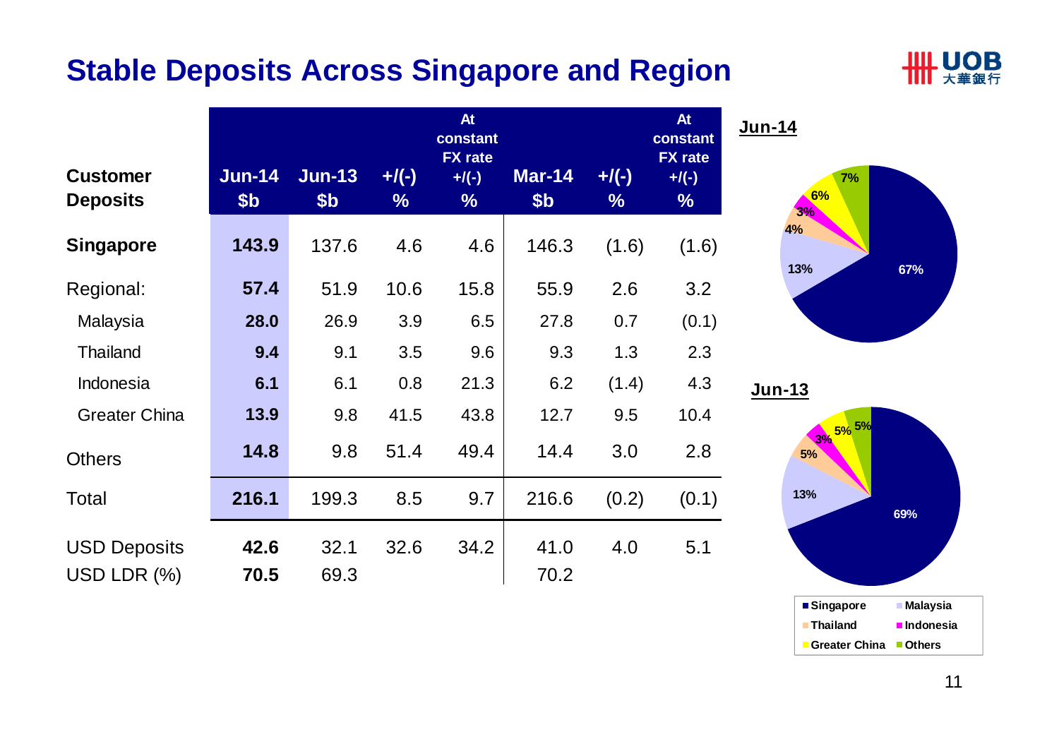# Stable Deposits Across Singapore and Region

| Customer Deposits | Jun-14 $b | Jun-13 $b | +/(-) % | At constant FX rate +/(-) % | Mar-14 $b | +/(-) % | At constant FX rate +/(-) % |
|---|---|---|---|---|---|---|---|
| **Singapore** | **143.9** | 137.6 | 4.6 | 4.6 | 146.3 | (1.6) | (1.6) |
| Regional: | **57.4** | 51.9 | 10.6 | 15.8 | 55.9 | 2.6 | 3.2 |
| Malaysia | **28.0** | 26.9 | 3.9 | 6.5 | 27.8 | 0.7 | (0.1) |
| Thailand | **9.4** | 9.1 | 3.5 | 9.6 | 9.3 | 1.3 | 2.3 |
| Indonesia | **6.1** | 6.1 | 0.8 | 21.3 | 6.2 | (1.4) | 4.3 |
| Greater China | **13.9** | 9.8 | 41.5 | 43.8 | 12.7 | 9.5 | 10.4 |
| Others | **14.8** | 9.8 | 51.4 | 49.4 | 14.4 | 3.0 | 2.8 |
| Total | **216.1** | 199.3 | 8.5 | 9.7 | 216.6 | (0.2) | (0.1) |
| USD Deposits | **42.6** | 32.1 | 32.6 | 34.2 | 41.0 | 4.0 | 5.1 |
| USD LDR (%) | **70.5** | 69.3 | | | 70.2 | | |

**Jun-14**

| Region | Share |
|---|---|
| Singapore | 67% |
| Malaysia | 13% |
| Thailand | 4% |
| Indonesia | 3% |
| Greater China | 6% |
| Others | 7% |

**Jun-13**

| Region | Share |
|---|---|
| Singapore | 69% |
| Malaysia | 13% |
| Thailand | 5% |
| Indonesia | 3% |
| Greater China | 5% |
| Others | 5% |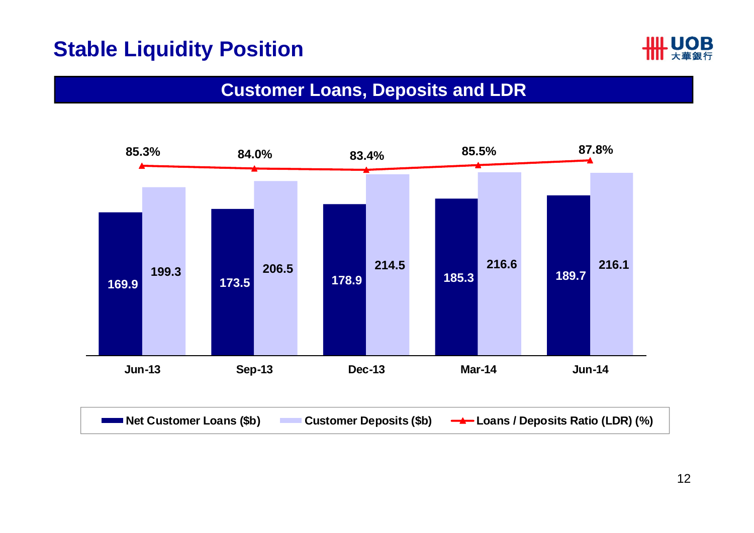# Stable Liquidity Position

## Customer Loans, Deposits and LDR

| | Jun-13 | Sep-13 | Dec-13 | Mar-14 | Jun-14 |
|---|---|---|---|---|---|
| Net Customer Loans ($b) | 169.9 | 173.5 | 178.9 | 185.3 | 189.7 |
| Customer Deposits ($b) | 199.3 | 206.5 | 214.5 | 216.6 | 216.1 |
| Loans / Deposits Ratio (LDR) (%) | 85.3% | 84.0% | 83.4% | 85.5% | 87.8% |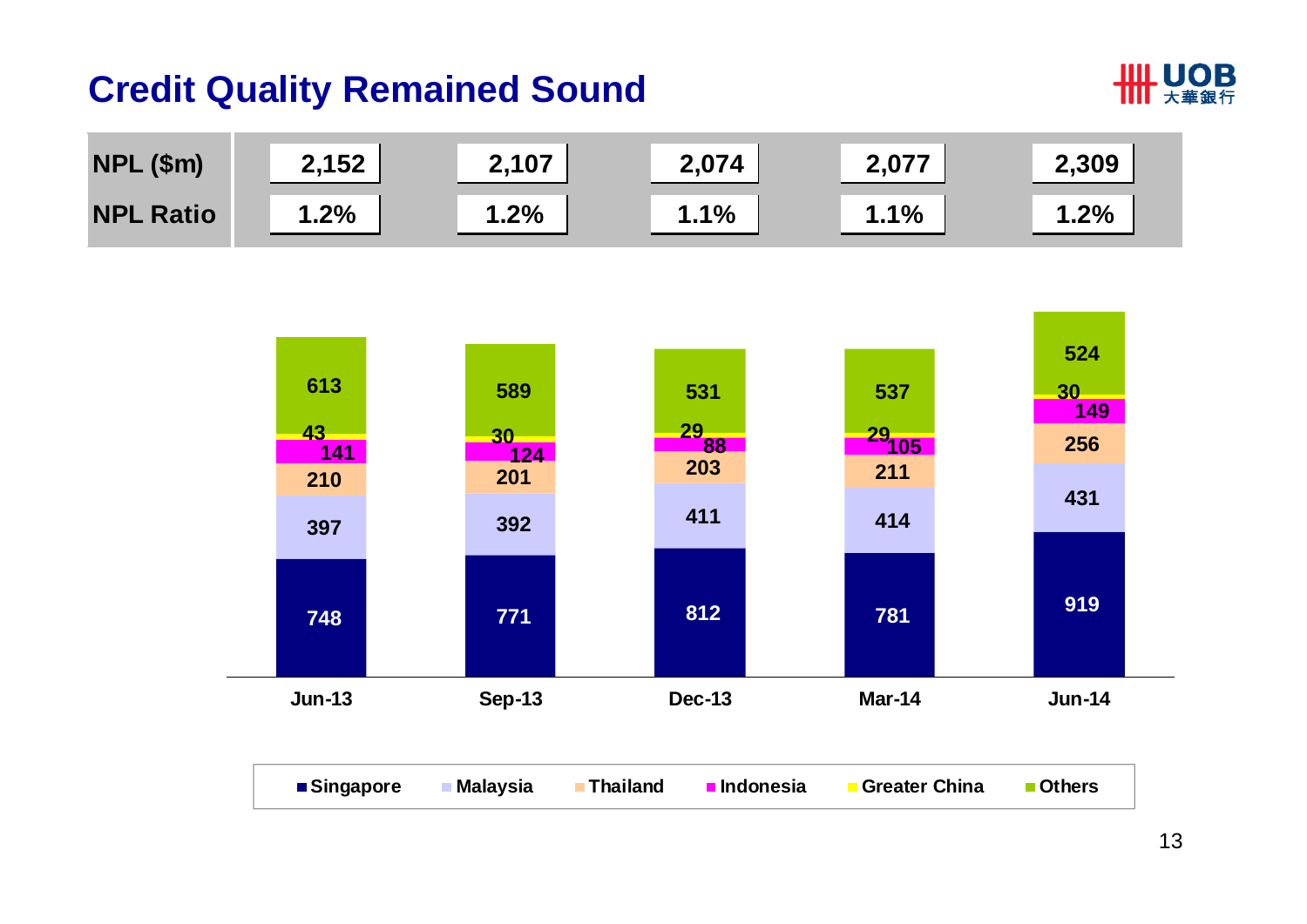# Credit Quality Remained Sound

| | Jun-13 | Sep-13 | Dec-13 | Mar-14 | Jun-14 |
|---|---|---|---|---|---|
| NPL ($m) | 2,152 | 2,107 | 2,074 | 2,077 | 2,309 |
| NPL Ratio | 1.2% | 1.2% | 1.1% | 1.1% | 1.2% |

| | Jun-13 | Sep-13 | Dec-13 | Mar-14 | Jun-14 |
|---|---|---|---|---|---|
| Singapore | 748 | 771 | 812 | 781 | 919 |
| Malaysia | 397 | 392 | 411 | 414 | 431 |
| Thailand | 210 | 201 | 203 | 211 | 256 |
| Indonesia | 141 | 124 | 88 | 105 | 149 |
| Greater China | 43 | 30 | 29 | 29 | 30 |
| Others | 613 | 589 | 531 | 537 | 524 |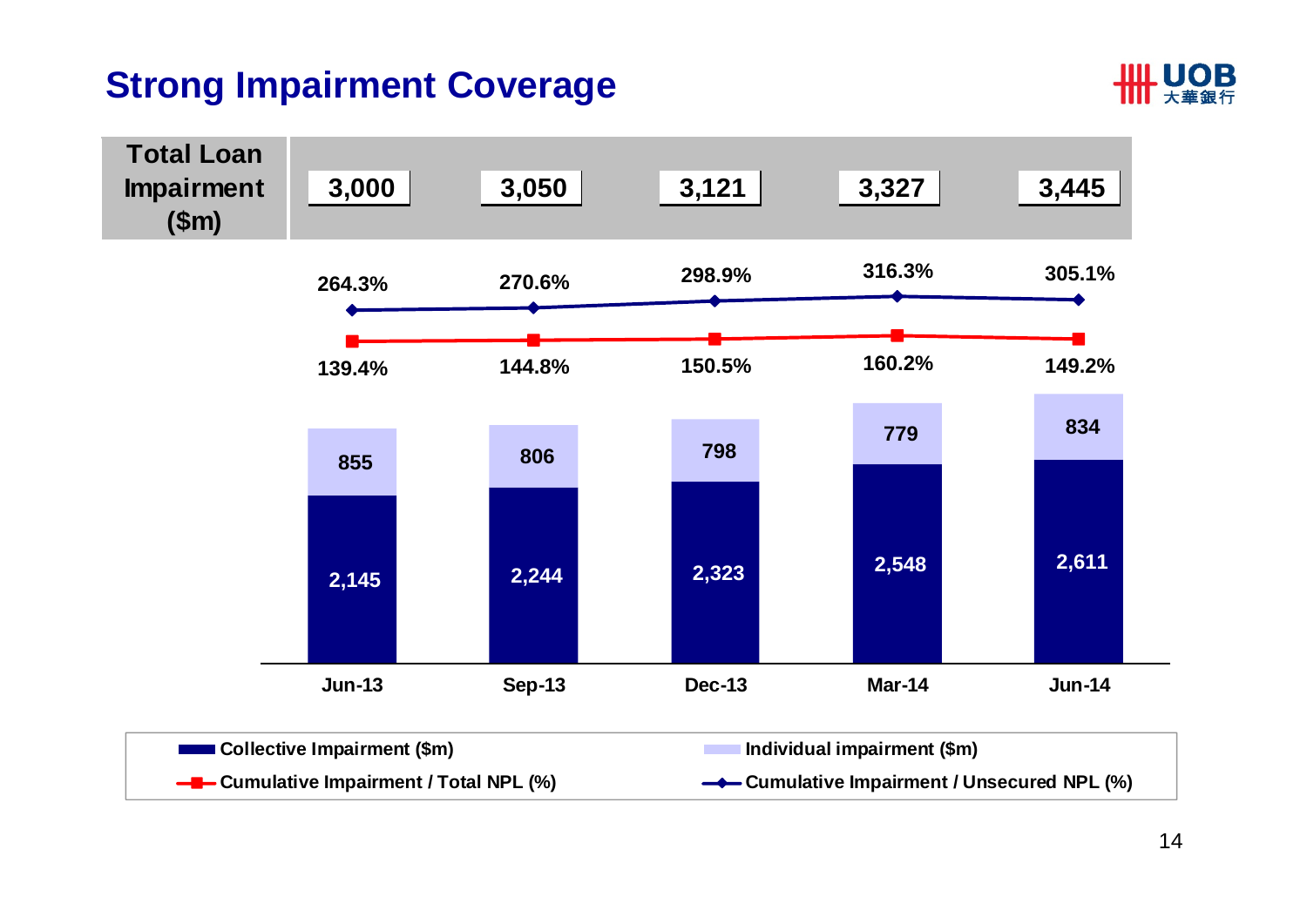# Strong Impairment Coverage

| | Jun-13 | Sep-13 | Dec-13 | Mar-14 | Jun-14 |
|---|---|---|---|---|---|
| Total Loan Impairment ($m) | 3,000 | 3,050 | 3,121 | 3,327 | 3,445 |
| Collective Impairment ($m) | 2,145 | 2,244 | 2,323 | 2,548 | 2,611 |
| Individual impairment ($m) | 855 | 806 | 798 | 779 | 834 |
| Cumulative Impairment / Total NPL (%) | 139.4% | 144.8% | 150.5% | 160.2% | 149.2% |
| Cumulative Impairment / Unsecured NPL (%) | 264.3% | 270.6% | 298.9% | 316.3% | 305.1% |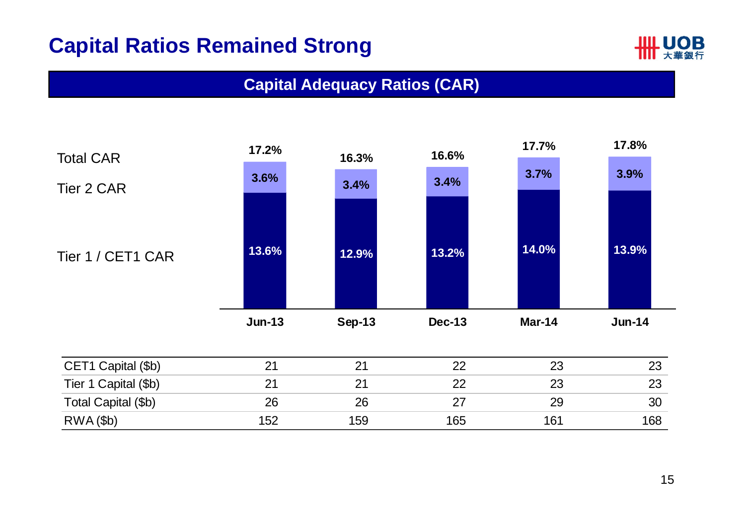# Capital Ratios Remained Strong

## Capital Adequacy Ratios (CAR)

| | Jun-13 | Sep-13 | Dec-13 | Mar-14 | Jun-14 |
|---|---|---|---|---|---|
| Total CAR | 17.2% | 16.3% | 16.6% | 17.7% | 17.8% |
| Tier 2 CAR | 3.6% | 3.4% | 3.4% | 3.7% | 3.9% |
| Tier 1 / CET1 CAR | 13.6% | 12.9% | 13.2% | 14.0% | 13.9% |

| | Jun-13 | Sep-13 | Dec-13 | Mar-14 | Jun-14 |
|---|---|---|---|---|---|
| CET1 Capital ($b) | 21 | 21 | 22 | 23 | 23 |
| Tier 1 Capital ($b) | 21 | 21 | 22 | 23 | 23 |
| Total Capital ($b) | 26 | 26 | 27 | 29 | 30 |
| RWA ($b) | 152 | 159 | 165 | 161 | 168 |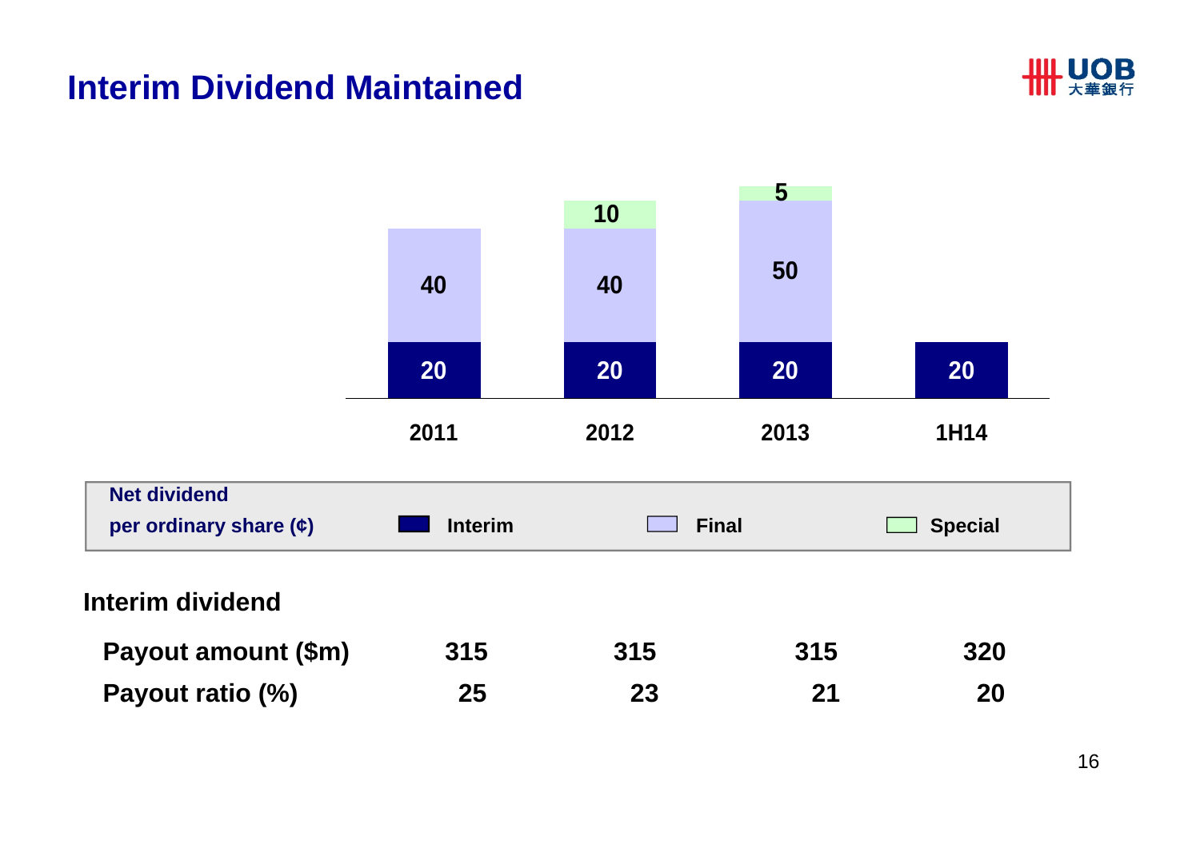# Interim Dividend Maintained

Net dividend per ordinary share (¢)

| | 2011 | 2012 | 2013 | 1H14 |
|---|---|---|---|---|
| Interim | 20 | 20 | 20 | 20 |
| Final | 40 | 40 | 50 | |
| Special | | 10 | 5 | |

**Interim dividend**

| | 2011 | 2012 | 2013 | 1H14 |
|---|---|---|---|---|
| Payout amount ($m) | 315 | 315 | 315 | 320 |
| Payout ratio (%) | 25 | 23 | 21 | 20 |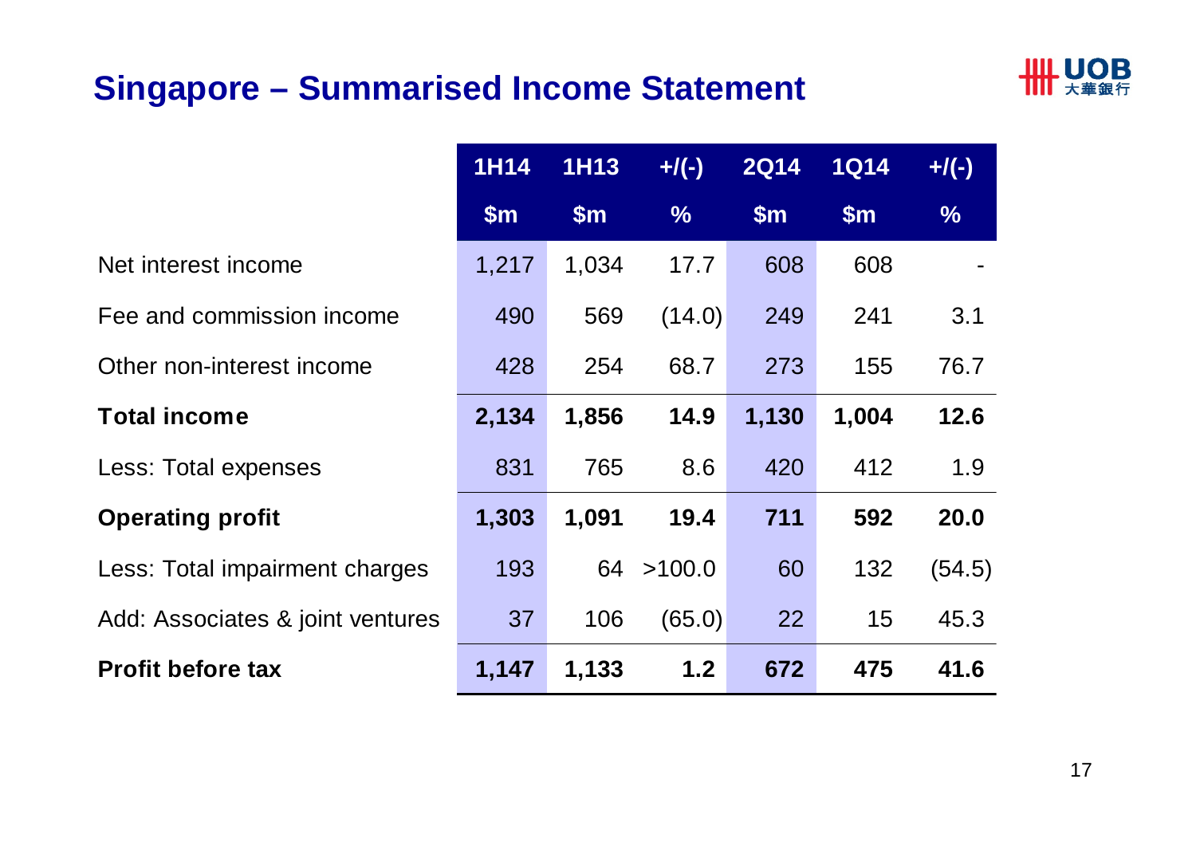# Singapore – Summarised Income Statement

| | 1H14 | 1H13 | +/(-) | 2Q14 | 1Q14 | +/(-) |
|---|---|---|---|---|---|---|
| | $m | $m | % | $m | $m | % |
| Net interest income | 1,217 | 1,034 | 17.7 | 608 | 608 | - |
| Fee and commission income | 490 | 569 | (14.0) | 249 | 241 | 3.1 |
| Other non-interest income | 428 | 254 | 68.7 | 273 | 155 | 76.7 |
| **Total income** | **2,134** | **1,856** | **14.9** | **1,130** | **1,004** | **12.6** |
| Less: Total expenses | 831 | 765 | 8.6 | 420 | 412 | 1.9 |
| **Operating profit** | **1,303** | **1,091** | **19.4** | **711** | **592** | **20.0** |
| Less: Total impairment charges | 193 | 64 | >100.0 | 60 | 132 | (54.5) |
| Add: Associates & joint ventures | 37 | 106 | (65.0) | 22 | 15 | 45.3 |
| **Profit before tax** | **1,147** | **1,133** | **1.2** | **672** | **475** | **41.6** |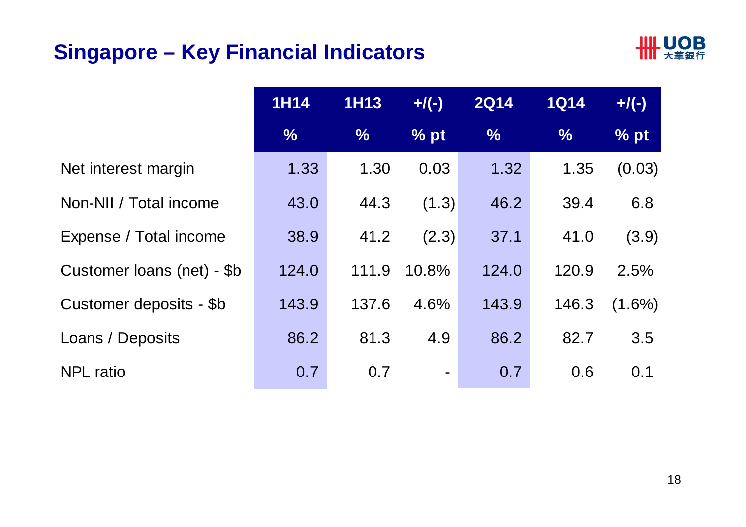## Singapore – Key Financial Indicators

| | 1H14 | 1H13 | +/(-) | 2Q14 | 1Q14 | +/(-) |
|---|---|---|---|---|---|---|
| | % | % | % pt | % | % | % pt |
| Net interest margin | 1.33 | 1.30 | 0.03 | 1.32 | 1.35 | (0.03) |
| Non-NII / Total income | 43.0 | 44.3 | (1.3) | 46.2 | 39.4 | 6.8 |
| Expense / Total income | 38.9 | 41.2 | (2.3) | 37.1 | 41.0 | (3.9) |
| Customer loans (net) - $b | 124.0 | 111.9 | 10.8% | 124.0 | 120.9 | 2.5% |
| Customer deposits - $b | 143.9 | 137.6 | 4.6% | 143.9 | 146.3 | (1.6%) |
| Loans / Deposits | 86.2 | 81.3 | 4.9 | 86.2 | 82.7 | 3.5 |
| NPL ratio | 0.7 | 0.7 | - | 0.7 | 0.6 | 0.1 |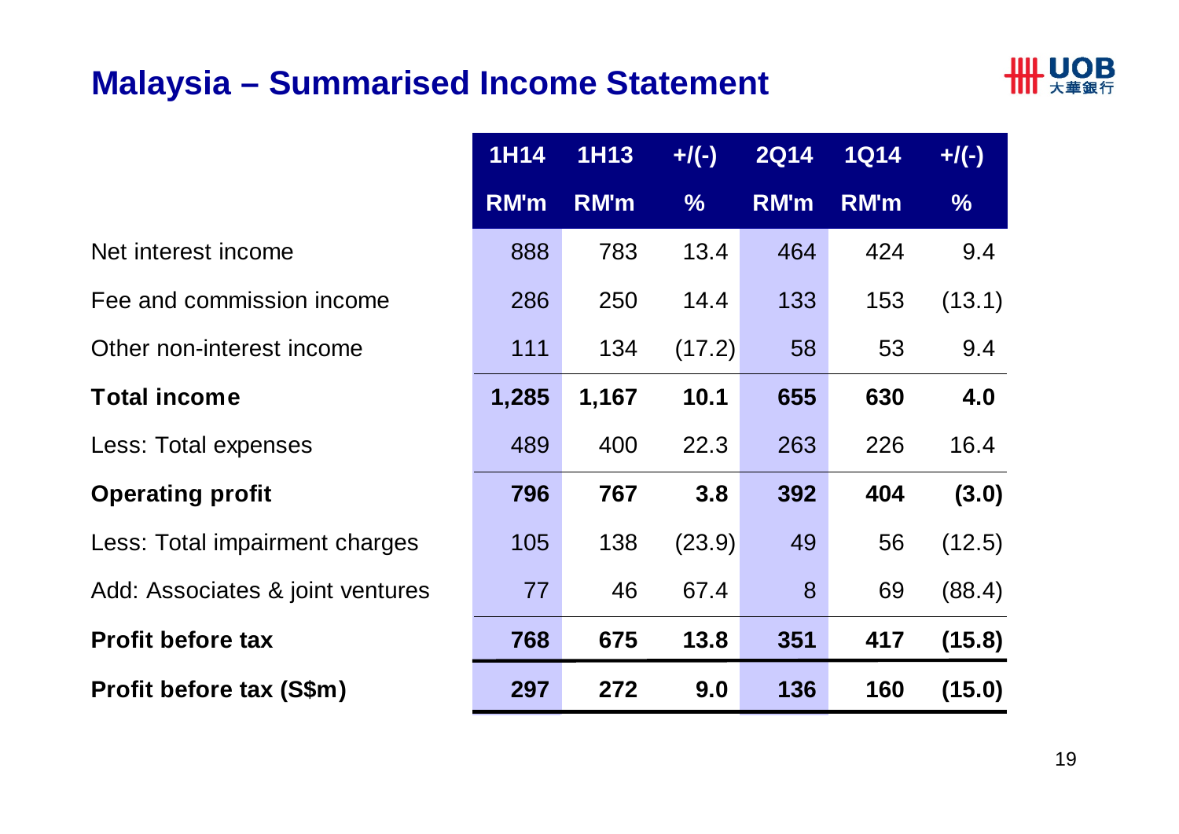# Malaysia – Summarised Income Statement

| | 1H14 | 1H13 | +/(-) | 2Q14 | 1Q14 | +/(-) |
|---|---|---|---|---|---|---|
| | RM'm | RM'm | % | RM'm | RM'm | % |
| Net interest income | 888 | 783 | 13.4 | 464 | 424 | 9.4 |
| Fee and commission income | 286 | 250 | 14.4 | 133 | 153 | (13.1) |
| Other non-interest income | 111 | 134 | (17.2) | 58 | 53 | 9.4 |
| **Total income** | **1,285** | **1,167** | **10.1** | **655** | **630** | **4.0** |
| Less: Total expenses | 489 | 400 | 22.3 | 263 | 226 | 16.4 |
| **Operating profit** | **796** | **767** | **3.8** | **392** | **404** | **(3.0)** |
| Less: Total impairment charges | 105 | 138 | (23.9) | 49 | 56 | (12.5) |
| Add: Associates & joint ventures | 77 | 46 | 67.4 | 8 | 69 | (88.4) |
| **Profit before tax** | **768** | **675** | **13.8** | **351** | **417** | **(15.8)** |
| **Profit before tax (S$m)** | **297** | **272** | **9.0** | **136** | **160** | **(15.0)** |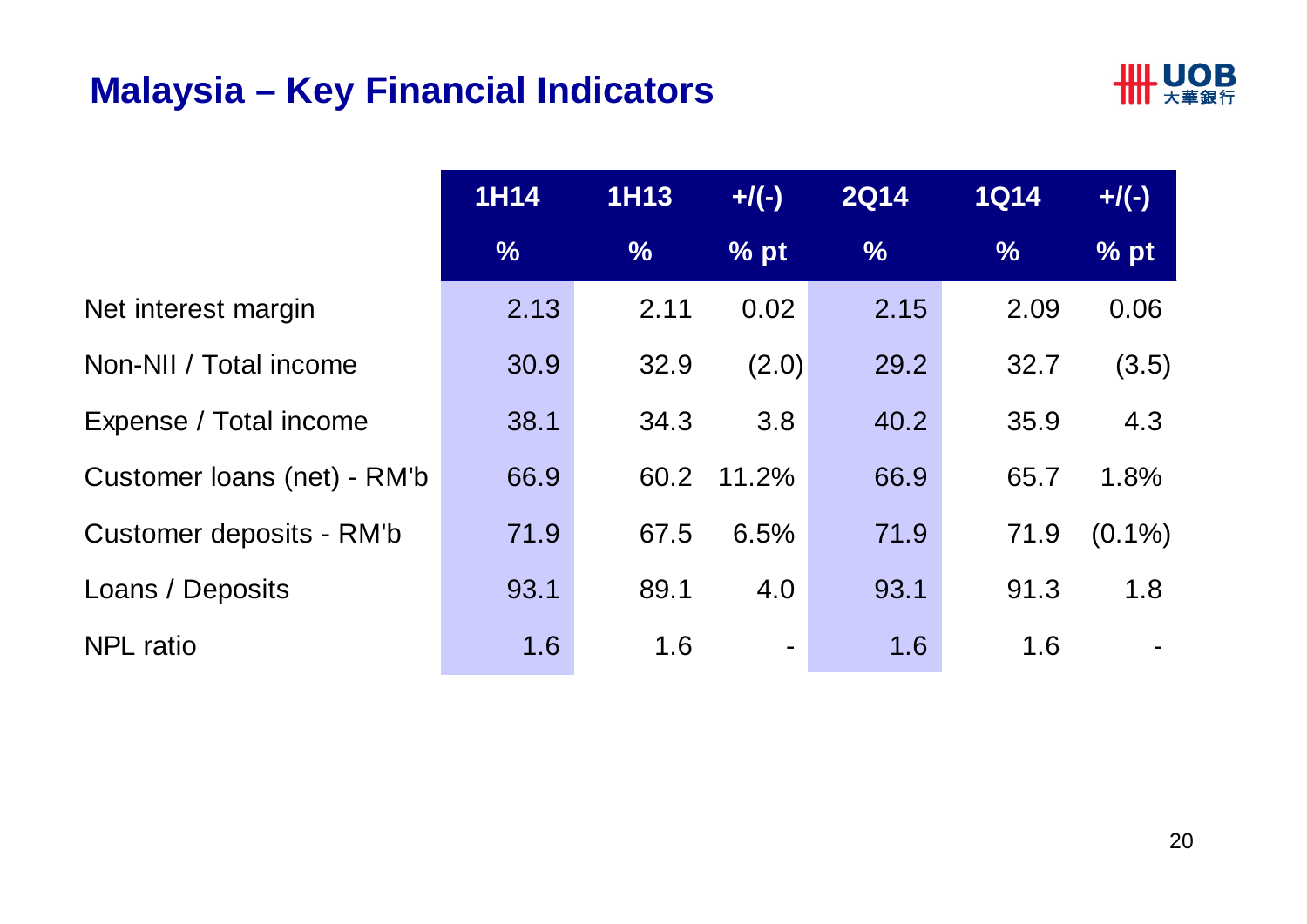# Malaysia – Key Financial Indicators

| | 1H14 | 1H13 | +/(-) | 2Q14 | 1Q14 | +/(-) |
|---|---|---|---|---|---|---|
| | % | % | % pt | % | % | % pt |
| Net interest margin | 2.13 | 2.11 | 0.02 | 2.15 | 2.09 | 0.06 |
| Non-NII / Total income | 30.9 | 32.9 | (2.0) | 29.2 | 32.7 | (3.5) |
| Expense / Total income | 38.1 | 34.3 | 3.8 | 40.2 | 35.9 | 4.3 |
| Customer loans (net) - RM'b | 66.9 | 60.2 | 11.2% | 66.9 | 65.7 | 1.8% |
| Customer deposits - RM'b | 71.9 | 67.5 | 6.5% | 71.9 | 71.9 | (0.1%) |
| Loans / Deposits | 93.1 | 89.1 | 4.0 | 93.1 | 91.3 | 1.8 |
| NPL ratio | 1.6 | 1.6 | - | 1.6 | 1.6 | - |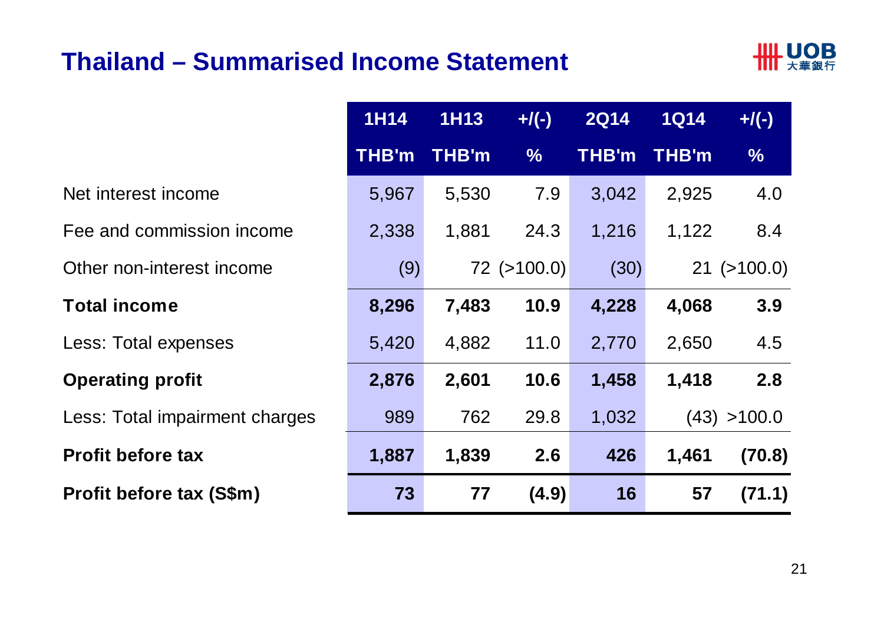# Thailand – Summarised Income Statement

| | 1H14<br>THB'm | 1H13<br>THB'm | +/(-)<br>% | 2Q14<br>THB'm | 1Q14<br>THB'm | +/(-)<br>% |
|---|---|---|---|---|---|---|
| Net interest income | 5,967 | 5,530 | 7.9 | 3,042 | 2,925 | 4.0 |
| Fee and commission income | 2,338 | 1,881 | 24.3 | 1,216 | 1,122 | 8.4 |
| Other non-interest income | (9) | 72 | (>100.0) | (30) | 21 | (>100.0) |
| **Total income** | **8,296** | **7,483** | **10.9** | **4,228** | **4,068** | **3.9** |
| Less: Total expenses | 5,420 | 4,882 | 11.0 | 2,770 | 2,650 | 4.5 |
| **Operating profit** | **2,876** | **2,601** | **10.6** | **1,458** | **1,418** | **2.8** |
| Less: Total impairment charges | 989 | 762 | 29.8 | 1,032 | (43) | >100.0 |
| **Profit before tax** | **1,887** | **1,839** | **2.6** | **426** | **1,461** | **(70.8)** |
| **Profit before tax (S$m)** | **73** | **77** | **(4.9)** | **16** | **57** | **(71.1)** |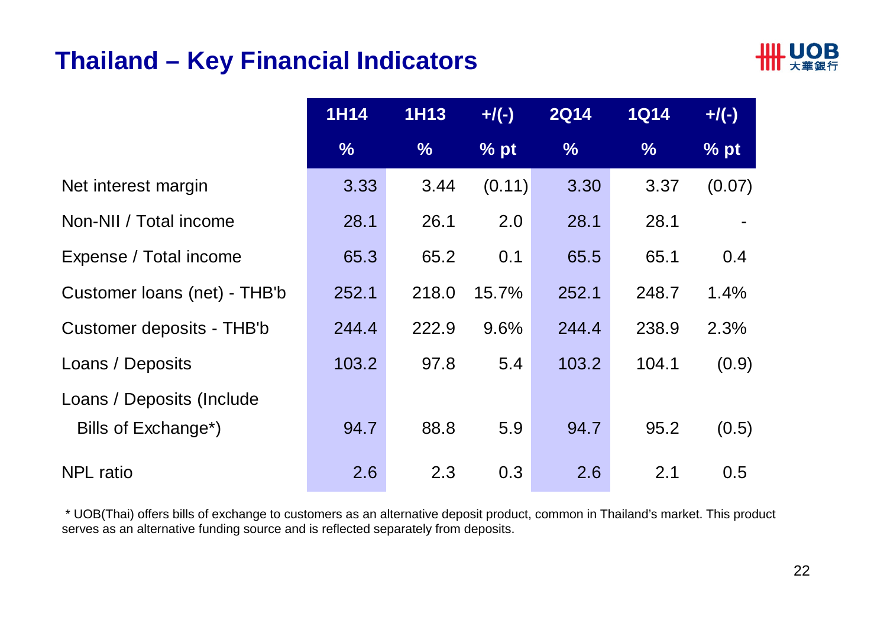# Thailand – Key Financial Indicators

| | 1H14 | 1H13 | +/(-) | 2Q14 | 1Q14 | +/(-) |
|---|---|---|---|---|---|---|
| | % | % | % pt | % | % | % pt |
| Net interest margin | 3.33 | 3.44 | (0.11) | 3.30 | 3.37 | (0.07) |
| Non-NII / Total income | 28.1 | 26.1 | 2.0 | 28.1 | 28.1 | - |
| Expense / Total income | 65.3 | 65.2 | 0.1 | 65.5 | 65.1 | 0.4 |
| Customer loans (net) - THB'b | 252.1 | 218.0 | 15.7% | 252.1 | 248.7 | 1.4% |
| Customer deposits - THB'b | 244.4 | 222.9 | 9.6% | 244.4 | 238.9 | 2.3% |
| Loans / Deposits | 103.2 | 97.8 | 5.4 | 103.2 | 104.1 | (0.9) |
| Loans / Deposits (Include Bills of Exchange*) | 94.7 | 88.8 | 5.9 | 94.7 | 95.2 | (0.5) |
| NPL ratio | 2.6 | 2.3 | 0.3 | 2.6 | 2.1 | 0.5 |

* UOB(Thai) offers bills of exchange to customers as an alternative deposit product, common in Thailand's market. This product serves as an alternative funding source and is reflected separately from deposits.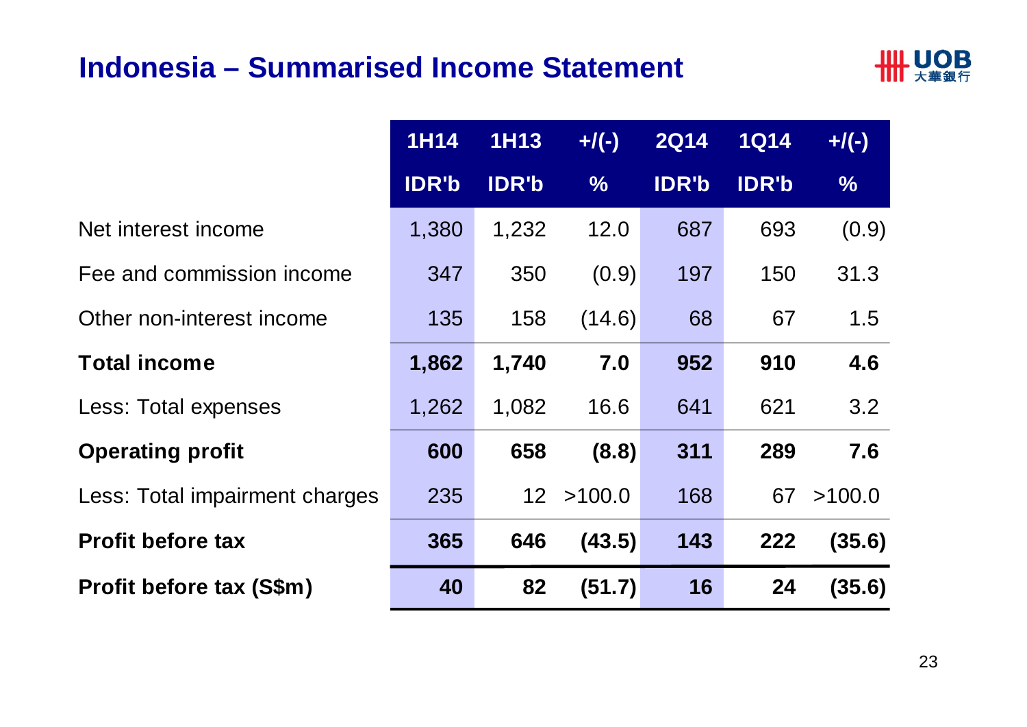# Indonesia – Summarised Income Statement

| | 1H14 | 1H13 | +/(-) | 2Q14 | 1Q14 | +/(-) |
|---|---|---|---|---|---|---|
| | IDR'b | IDR'b | % | IDR'b | IDR'b | % |
| Net interest income | 1,380 | 1,232 | 12.0 | 687 | 693 | (0.9) |
| Fee and commission income | 347 | 350 | (0.9) | 197 | 150 | 31.3 |
| Other non-interest income | 135 | 158 | (14.6) | 68 | 67 | 1.5 |
| **Total income** | **1,862** | **1,740** | **7.0** | **952** | **910** | **4.6** |
| Less: Total expenses | 1,262 | 1,082 | 16.6 | 641 | 621 | 3.2 |
| **Operating profit** | **600** | **658** | **(8.8)** | **311** | **289** | **7.6** |
| Less: Total impairment charges | 235 | 12 | >100.0 | 168 | 67 | >100.0 |
| **Profit before tax** | **365** | **646** | **(43.5)** | **143** | **222** | **(35.6)** |
| **Profit before tax (S$m)** | **40** | **82** | **(51.7)** | **16** | **24** | **(35.6)** |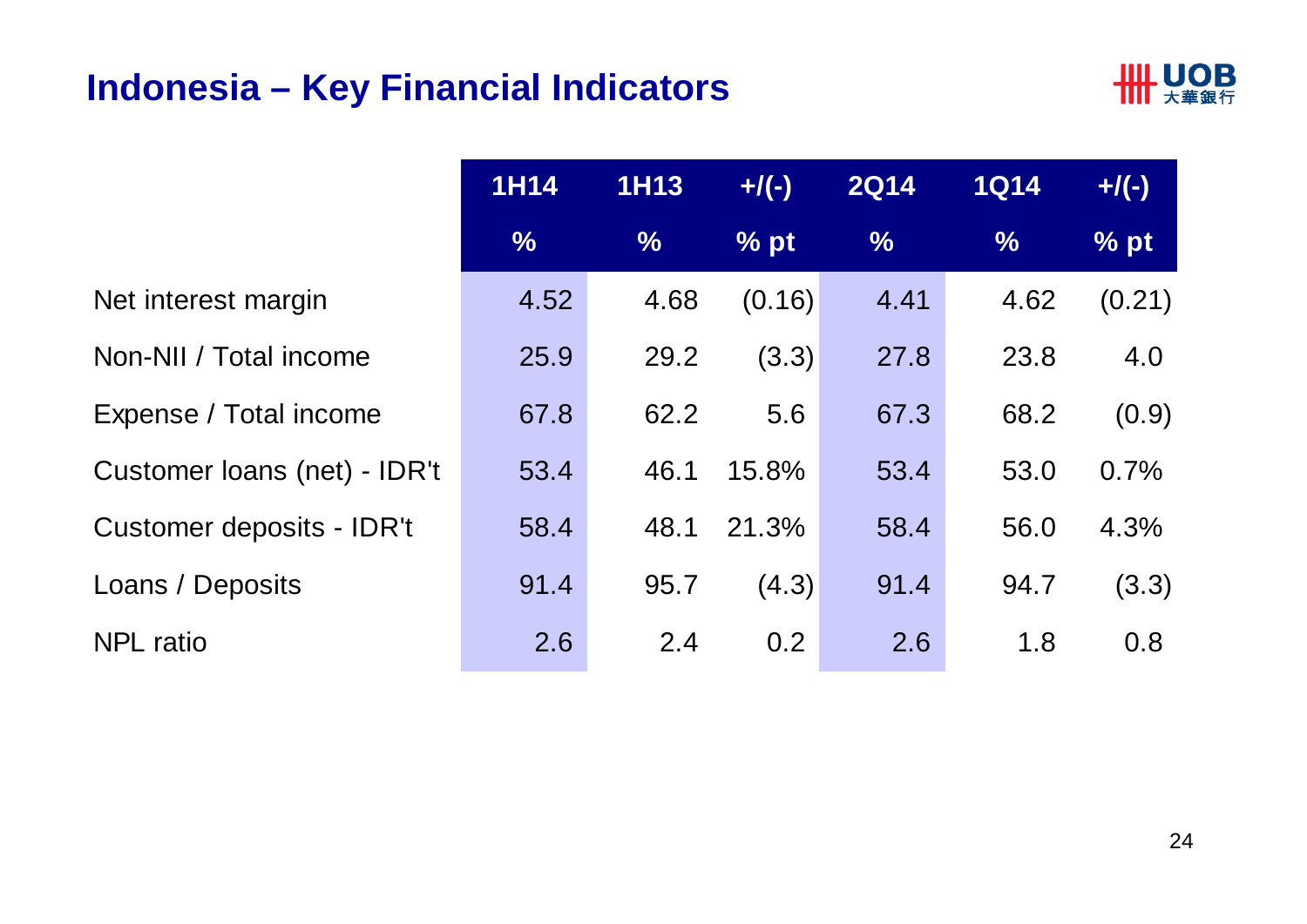# Indonesia – Key Financial Indicators

| | 1H14 | 1H13 | +/(-) | 2Q14 | 1Q14 | +/(-) |
|---|---|---|---|---|---|---|
| | % | % | % pt | % | % | % pt |
| Net interest margin | 4.52 | 4.68 | (0.16) | 4.41 | 4.62 | (0.21) |
| Non-NII / Total income | 25.9 | 29.2 | (3.3) | 27.8 | 23.8 | 4.0 |
| Expense / Total income | 67.8 | 62.2 | 5.6 | 67.3 | 68.2 | (0.9) |
| Customer loans (net) - IDR't | 53.4 | 46.1 | 15.8% | 53.4 | 53.0 | 0.7% |
| Customer deposits - IDR't | 58.4 | 48.1 | 21.3% | 58.4 | 56.0 | 4.3% |
| Loans / Deposits | 91.4 | 95.7 | (4.3) | 91.4 | 94.7 | (3.3) |
| NPL ratio | 2.6 | 2.4 | 0.2 | 2.6 | 1.8 | 0.8 |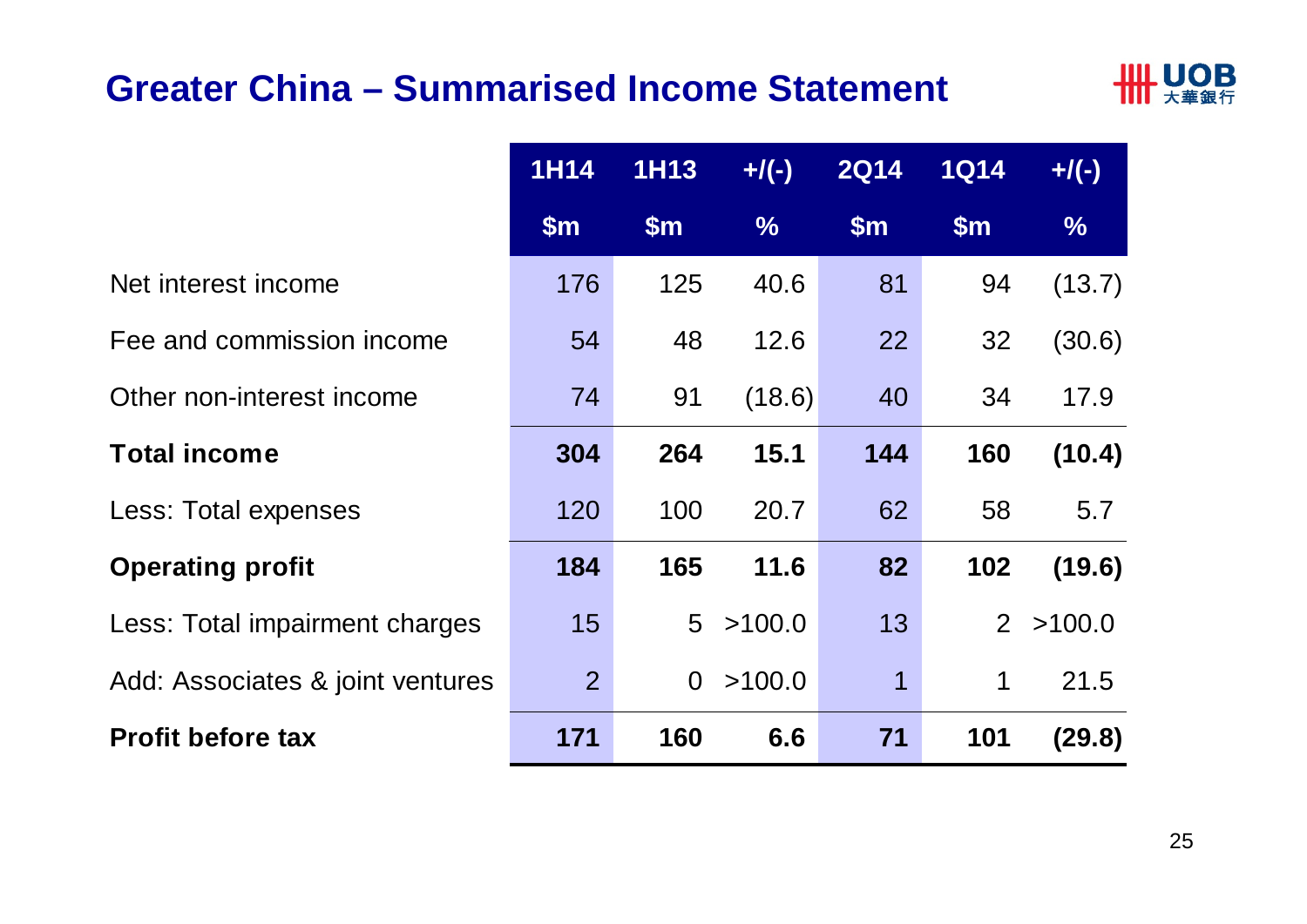# Greater China – Summarised Income Statement

| | 1H14 | 1H13 | +/(-) | 2Q14 | 1Q14 | +/(-) |
|---|---|---|---|---|---|---|
| | $m | $m | % | $m | $m | % |
| Net interest income | 176 | 125 | 40.6 | 81 | 94 | (13.7) |
| Fee and commission income | 54 | 48 | 12.6 | 22 | 32 | (30.6) |
| Other non-interest income | 74 | 91 | (18.6) | 40 | 34 | 17.9 |
| **Total income** | **304** | **264** | **15.1** | **144** | **160** | **(10.4)** |
| Less: Total expenses | 120 | 100 | 20.7 | 62 | 58 | 5.7 |
| **Operating profit** | **184** | **165** | **11.6** | **82** | **102** | **(19.6)** |
| Less: Total impairment charges | 15 | 5 | >100.0 | 13 | 2 | >100.0 |
| Add: Associates & joint ventures | 2 | 0 | >100.0 | 1 | 1 | 21.5 |
| **Profit before tax** | **171** | **160** | **6.6** | **71** | **101** | **(29.8)** |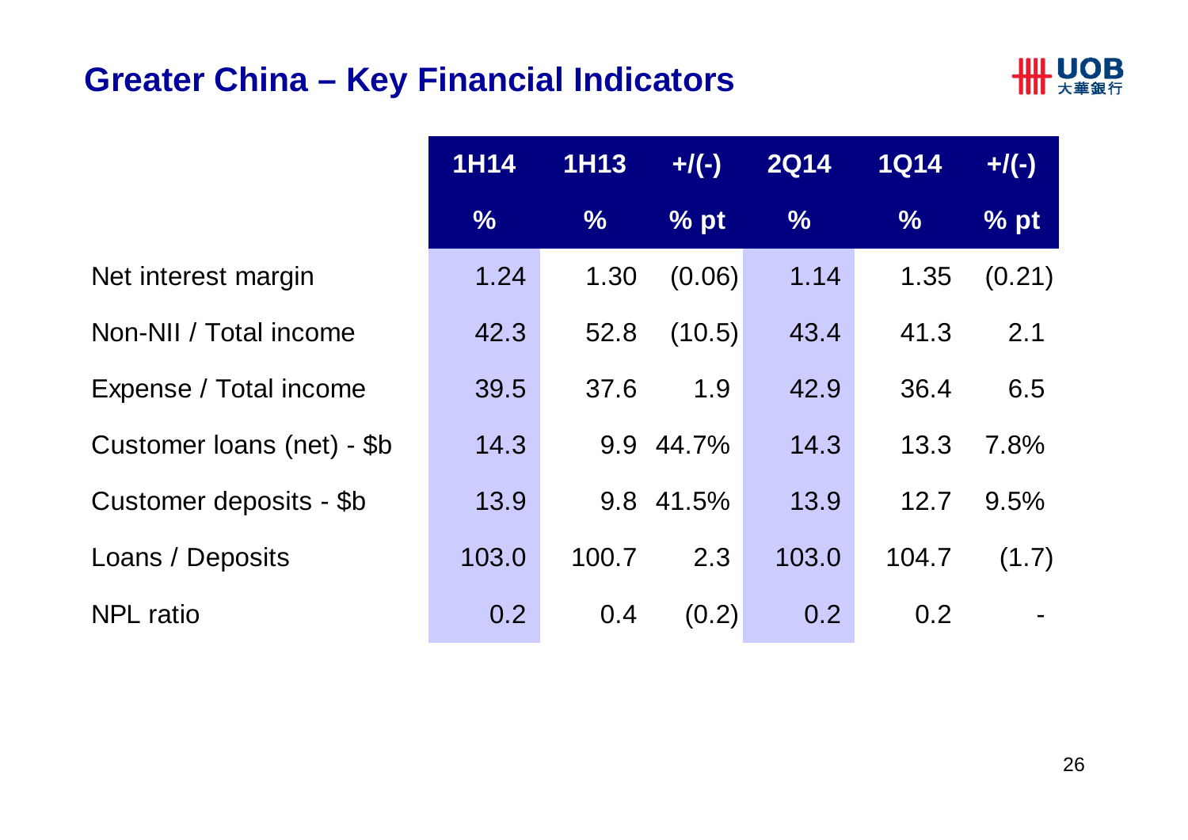## Greater China – Key Financial Indicators

| | 1H14 | 1H13 | +/(-) | 2Q14 | 1Q14 | +/(-) |
|---|---|---|---|---|---|---|
| | % | % | % pt | % | % | % pt |
| Net interest margin | 1.24 | 1.30 | (0.06) | 1.14 | 1.35 | (0.21) |
| Non-NII / Total income | 42.3 | 52.8 | (10.5) | 43.4 | 41.3 | 2.1 |
| Expense / Total income | 39.5 | 37.6 | 1.9 | 42.9 | 36.4 | 6.5 |
| Customer loans (net) - $b | 14.3 | 9.9 | 44.7% | 14.3 | 13.3 | 7.8% |
| Customer deposits - $b | 13.9 | 9.8 | 41.5% | 13.9 | 12.7 | 9.5% |
| Loans / Deposits | 103.0 | 100.7 | 2.3 | 103.0 | 104.7 | (1.7) |
| NPL ratio | 0.2 | 0.4 | (0.2) | 0.2 | 0.2 | - |